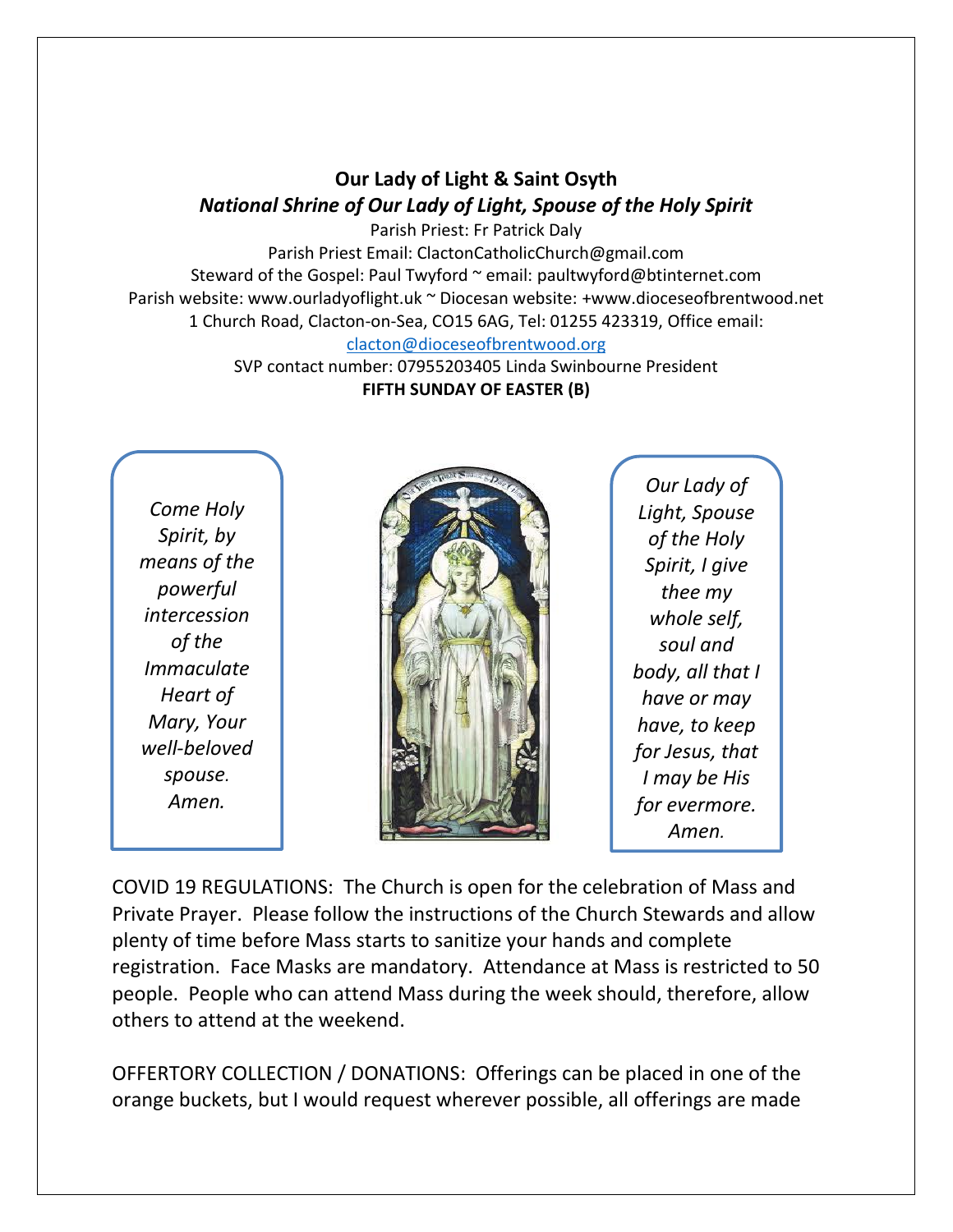**Our Lady of Light & Saint Osyth**

***National Shrine of Our Lady of Light, Spouse of the Holy Spirit***

Parish Priest: Fr Patrick Daly
Parish Priest Email: ClactonCatholicChurch@gmail.com
Steward of the Gospel: Paul Twyford ~ email: paultwyford@btinternet.com
Parish website: www.ourladyoflight.uk ~ Diocesan website: +www.dioceseofbrentwood.net
1 Church Road, Clacton-on-Sea, CO15 6AG, Tel: 01255 423319, Office email: [clacton@dioceseofbrentwood.org](mailto:clacton@dioceseofbrentwood.org)
SVP contact number: 07955203405 Linda Swinbourne President

**FIFTH SUNDAY OF EASTER (B)**

*Come Holy Spirit, by means of the powerful intercession of the Immaculate Heart of Mary, Your well-beloved spouse. Amen.*

*Our Lady of Light, Spouse of the Holy Spirit, I give thee my whole self, soul and body, all that I have or may have, to keep for Jesus, that I may be His for evermore. Amen.*

COVID 19 REGULATIONS: The Church is open for the celebration of Mass and Private Prayer. Please follow the instructions of the Church Stewards and allow plenty of time before Mass starts to sanitize your hands and complete registration. Face Masks are mandatory. Attendance at Mass is restricted to 50 people. People who can attend Mass during the week should, therefore, allow others to attend at the weekend.

OFFERTORY COLLECTION / DONATIONS: Offerings can be placed in one of the orange buckets, but I would request wherever possible, all offerings are made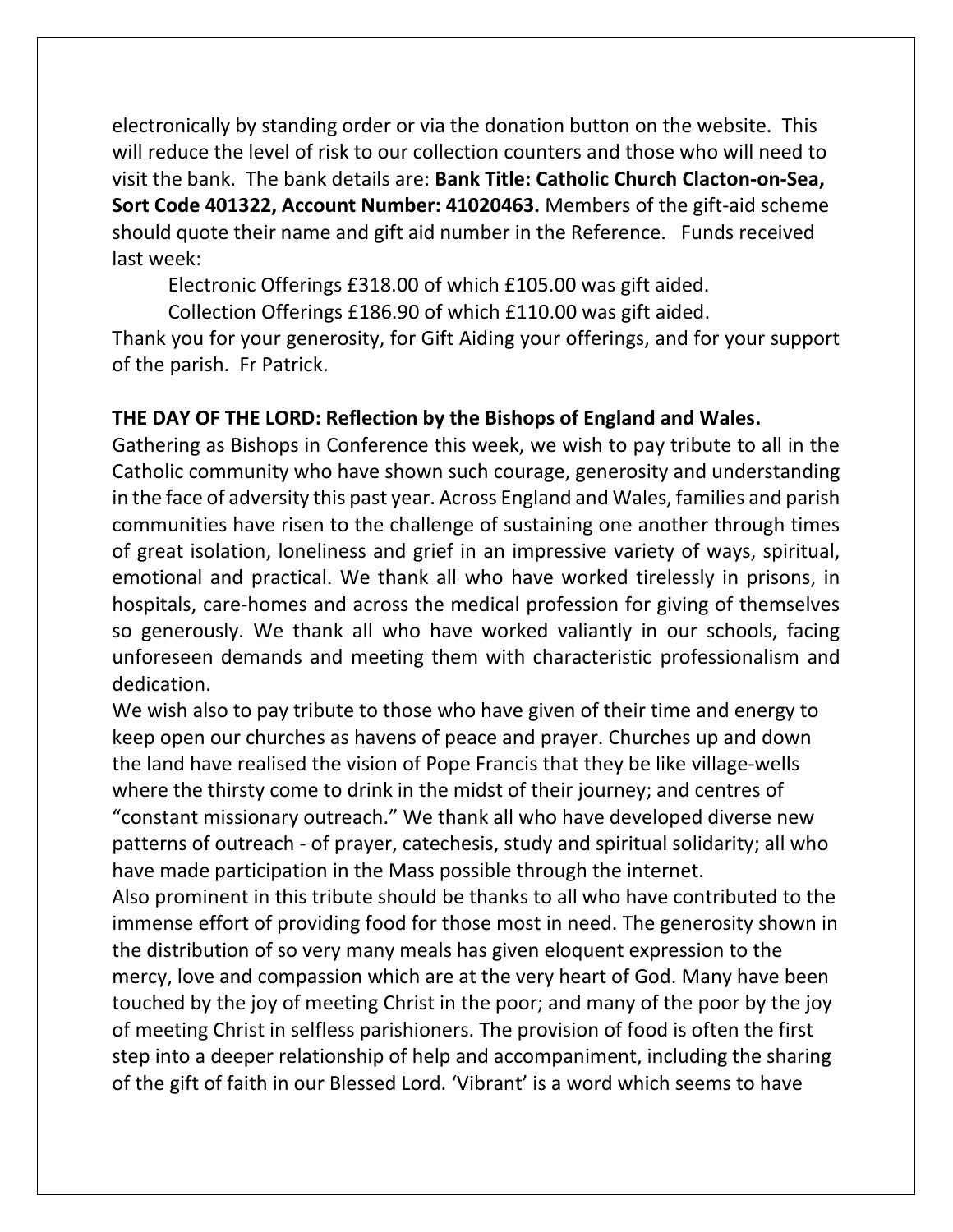electronically by standing order or via the donation button on the website. This will reduce the level of risk to our collection counters and those who will need to visit the bank. The bank details are: **Bank Title: Catholic Church Clacton-on-Sea, Sort Code 401322, Account Number: 41020463.** Members of the gift-aid scheme should quote their name and gift aid number in the Reference. Funds received last week:

Electronic Offerings £318.00 of which £105.00 was gift aided.

Collection Offerings £186.90 of which £110.00 was gift aided.

Thank you for your generosity, for Gift Aiding your offerings, and for your support of the parish. Fr Patrick.

**THE DAY OF THE LORD: Reflection by the Bishops of England and Wales.**

Gathering as Bishops in Conference this week, we wish to pay tribute to all in the Catholic community who have shown such courage, generosity and understanding in the face of adversity this past year. Across England and Wales, families and parish communities have risen to the challenge of sustaining one another through times of great isolation, loneliness and grief in an impressive variety of ways, spiritual, emotional and practical. We thank all who have worked tirelessly in prisons, in hospitals, care-homes and across the medical profession for giving of themselves so generously. We thank all who have worked valiantly in our schools, facing unforeseen demands and meeting them with characteristic professionalism and dedication.

We wish also to pay tribute to those who have given of their time and energy to keep open our churches as havens of peace and prayer. Churches up and down the land have realised the vision of Pope Francis that they be like village-wells where the thirsty come to drink in the midst of their journey; and centres of "constant missionary outreach." We thank all who have developed diverse new patterns of outreach - of prayer, catechesis, study and spiritual solidarity; all who have made participation in the Mass possible through the internet.

Also prominent in this tribute should be thanks to all who have contributed to the immense effort of providing food for those most in need. The generosity shown in the distribution of so very many meals has given eloquent expression to the mercy, love and compassion which are at the very heart of God. Many have been touched by the joy of meeting Christ in the poor; and many of the poor by the joy of meeting Christ in selfless parishioners. The provision of food is often the first step into a deeper relationship of help and accompaniment, including the sharing of the gift of faith in our Blessed Lord. 'Vibrant' is a word which seems to have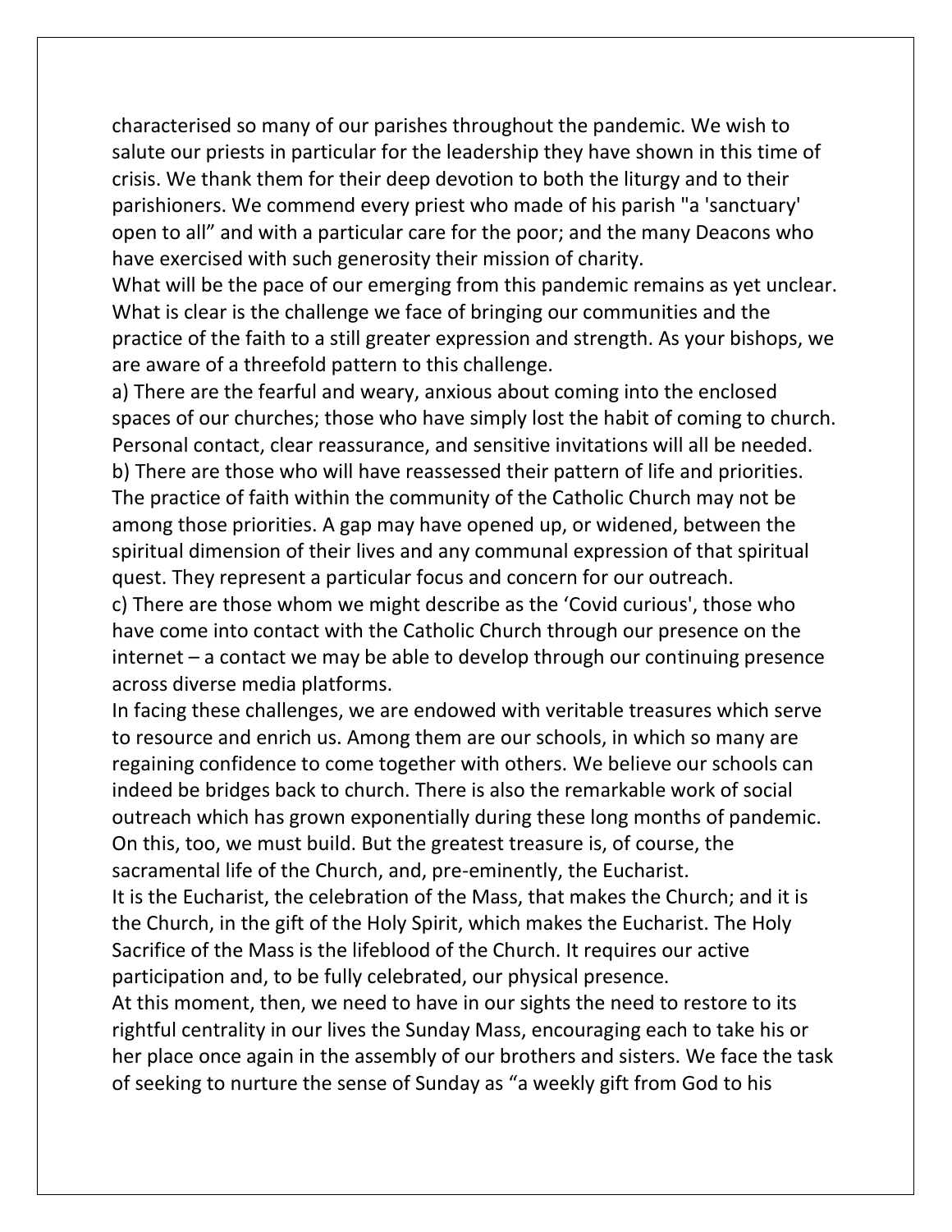characterised so many of our parishes throughout the pandemic. We wish to salute our priests in particular for the leadership they have shown in this time of crisis. We thank them for their deep devotion to both the liturgy and to their parishioners. We commend every priest who made of his parish "a 'sanctuary' open to all" and with a particular care for the poor; and the many Deacons who have exercised with such generosity their mission of charity.

What will be the pace of our emerging from this pandemic remains as yet unclear. What is clear is the challenge we face of bringing our communities and the practice of the faith to a still greater expression and strength. As your bishops, we are aware of a threefold pattern to this challenge.

a) There are the fearful and weary, anxious about coming into the enclosed spaces of our churches; those who have simply lost the habit of coming to church. Personal contact, clear reassurance, and sensitive invitations will all be needed.

b) There are those who will have reassessed their pattern of life and priorities. The practice of faith within the community of the Catholic Church may not be among those priorities. A gap may have opened up, or widened, between the spiritual dimension of their lives and any communal expression of that spiritual quest. They represent a particular focus and concern for our outreach.

c) There are those whom we might describe as the 'Covid curious', those who have come into contact with the Catholic Church through our presence on the internet – a contact we may be able to develop through our continuing presence across diverse media platforms.

In facing these challenges, we are endowed with veritable treasures which serve to resource and enrich us. Among them are our schools, in which so many are regaining confidence to come together with others. We believe our schools can indeed be bridges back to church. There is also the remarkable work of social outreach which has grown exponentially during these long months of pandemic. On this, too, we must build. But the greatest treasure is, of course, the sacramental life of the Church, and, pre-eminently, the Eucharist.

It is the Eucharist, the celebration of the Mass, that makes the Church; and it is the Church, in the gift of the Holy Spirit, which makes the Eucharist. The Holy Sacrifice of the Mass is the lifeblood of the Church. It requires our active participation and, to be fully celebrated, our physical presence.

At this moment, then, we need to have in our sights the need to restore to its rightful centrality in our lives the Sunday Mass, encouraging each to take his or her place once again in the assembly of our brothers and sisters. We face the task of seeking to nurture the sense of Sunday as "a weekly gift from God to his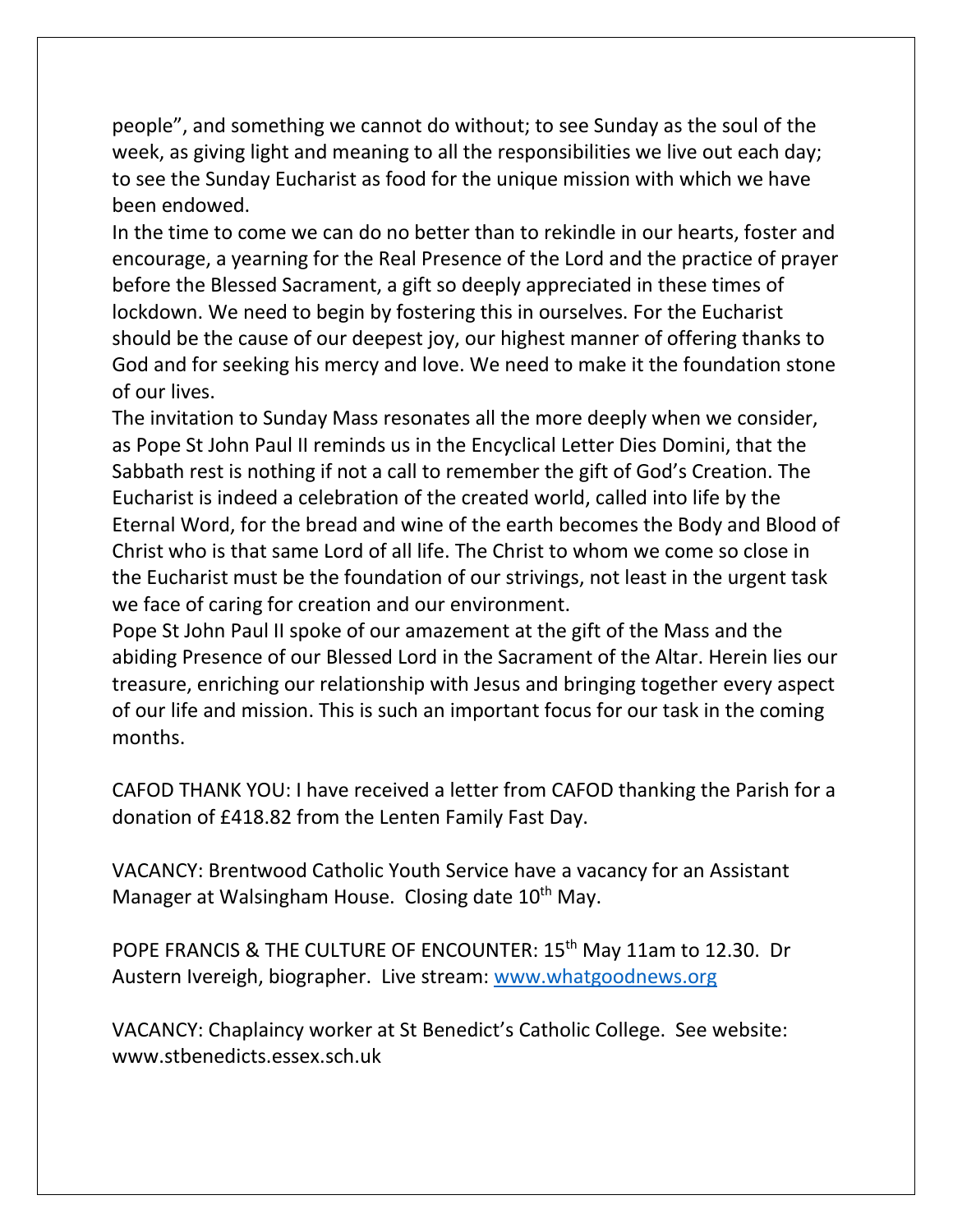people", and something we cannot do without; to see Sunday as the soul of the week, as giving light and meaning to all the responsibilities we live out each day; to see the Sunday Eucharist as food for the unique mission with which we have been endowed.

In the time to come we can do no better than to rekindle in our hearts, foster and encourage, a yearning for the Real Presence of the Lord and the practice of prayer before the Blessed Sacrament, a gift so deeply appreciated in these times of lockdown. We need to begin by fostering this in ourselves. For the Eucharist should be the cause of our deepest joy, our highest manner of offering thanks to God and for seeking his mercy and love. We need to make it the foundation stone of our lives.

The invitation to Sunday Mass resonates all the more deeply when we consider, as Pope St John Paul II reminds us in the Encyclical Letter Dies Domini, that the Sabbath rest is nothing if not a call to remember the gift of God's Creation. The Eucharist is indeed a celebration of the created world, called into life by the Eternal Word, for the bread and wine of the earth becomes the Body and Blood of Christ who is that same Lord of all life. The Christ to whom we come so close in the Eucharist must be the foundation of our strivings, not least in the urgent task we face of caring for creation and our environment.

Pope St John Paul II spoke of our amazement at the gift of the Mass and the abiding Presence of our Blessed Lord in the Sacrament of the Altar. Herein lies our treasure, enriching our relationship with Jesus and bringing together every aspect of our life and mission. This is such an important focus for our task in the coming months.

CAFOD THANK YOU: I have received a letter from CAFOD thanking the Parish for a donation of £418.82 from the Lenten Family Fast Day.

VACANCY: Brentwood Catholic Youth Service have a vacancy for an Assistant Manager at Walsingham House. Closing date 10th May.

POPE FRANCIS & THE CULTURE OF ENCOUNTER: 15th May 11am to 12.30. Dr Austern Ivereigh, biographer. Live stream: [www.whatgoodnews.org](http://www.whatgoodnews.org)

VACANCY: Chaplaincy worker at St Benedict's Catholic College. See website: www.stbenedicts.essex.sch.uk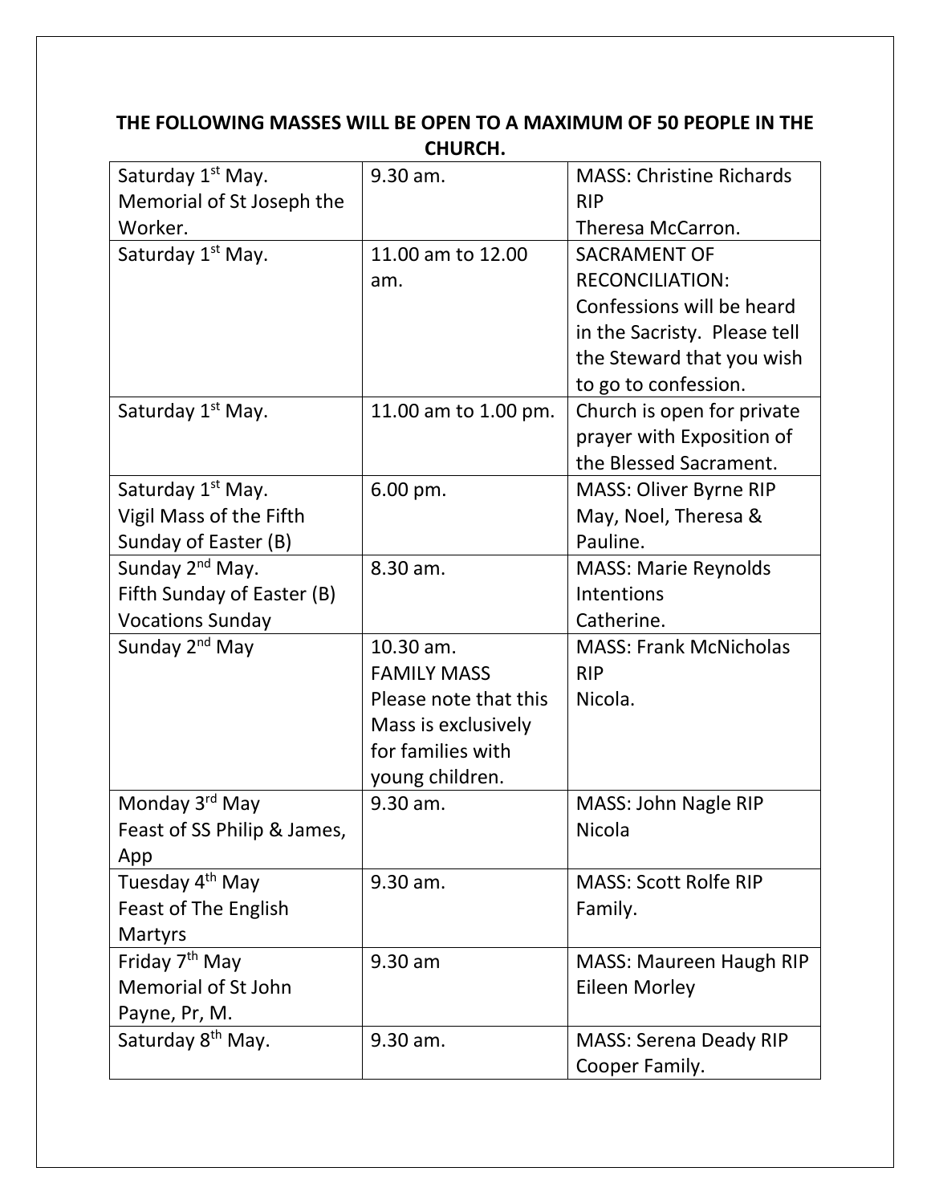**THE FOLLOWING MASSES WILL BE OPEN TO A MAXIMUM OF 50 PEOPLE IN THE CHURCH.**

| | | |
|---|---|---|
| Saturday 1st May. Memorial of St Joseph the Worker. | 9.30 am. | MASS: Christine Richards RIP Theresa McCarron. |
| Saturday 1st May. | 11.00 am to 12.00 am. | SACRAMENT OF RECONCILIATION: Confessions will be heard in the Sacristy. Please tell the Steward that you wish to go to confession. |
| Saturday 1st May. | 11.00 am to 1.00 pm. | Church is open for private prayer with Exposition of the Blessed Sacrament. |
| Saturday 1st May. Vigil Mass of the Fifth Sunday of Easter (B) | 6.00 pm. | MASS: Oliver Byrne RIP May, Noel, Theresa & Pauline. |
| Sunday 2nd May. Fifth Sunday of Easter (B) Vocations Sunday | 8.30 am. | MASS: Marie Reynolds Intentions Catherine. |
| Sunday 2nd May | 10.30 am. FAMILY MASS Please note that this Mass is exclusively for families with young children. | MASS: Frank McNicholas RIP Nicola. |
| Monday 3rd May Feast of SS Philip & James, App | 9.30 am. | MASS: John Nagle RIP Nicola |
| Tuesday 4th May Feast of The English Martyrs | 9.30 am. | MASS: Scott Rolfe RIP Family. |
| Friday 7th May Memorial of St John Payne, Pr, M. | 9.30 am | MASS: Maureen Haugh RIP Eileen Morley |
| Saturday 8th May. | 9.30 am. | MASS: Serena Deady RIP Cooper Family. |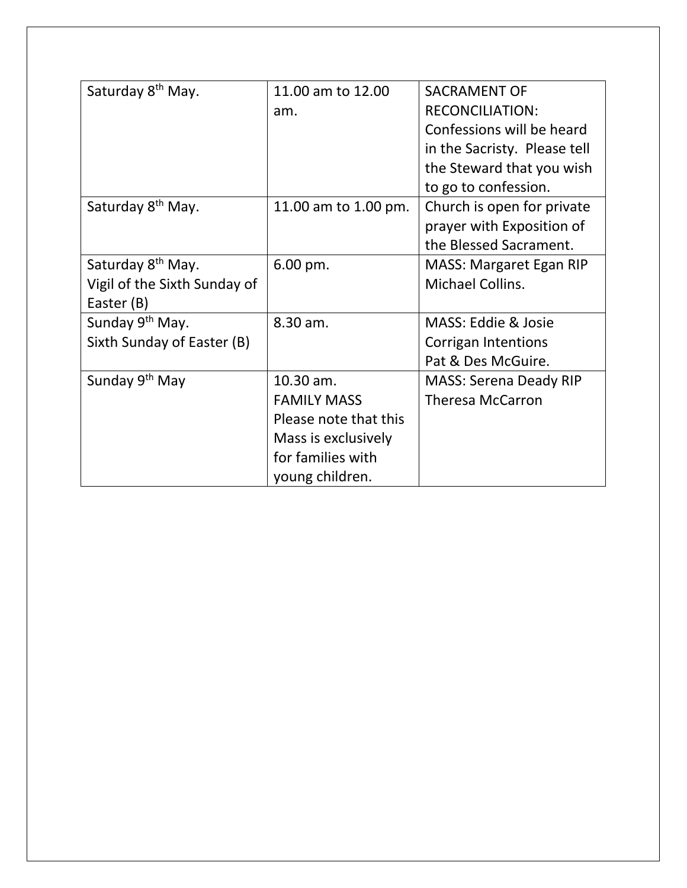| | | |
|---|---|---|
| Saturday 8th May. | 11.00 am to 12.00 am. | SACRAMENT OF RECONCILIATION: Confessions will be heard in the Sacristy. Please tell the Steward that you wish to go to confession. |
| Saturday 8th May. | 11.00 am to 1.00 pm. | Church is open for private prayer with Exposition of the Blessed Sacrament. |
| Saturday 8th May.<br>Vigil of the Sixth Sunday of Easter (B) | 6.00 pm. | MASS: Margaret Egan RIP<br>Michael Collins. |
| Sunday 9th May.<br>Sixth Sunday of Easter (B) | 8.30 am. | MASS: Eddie & Josie Corrigan Intentions<br>Pat & Des McGuire. |
| Sunday 9th May | 10.30 am.<br>FAMILY MASS<br>Please note that this Mass is exclusively for families with young children. | MASS: Serena Deady RIP<br>Theresa McCarron |